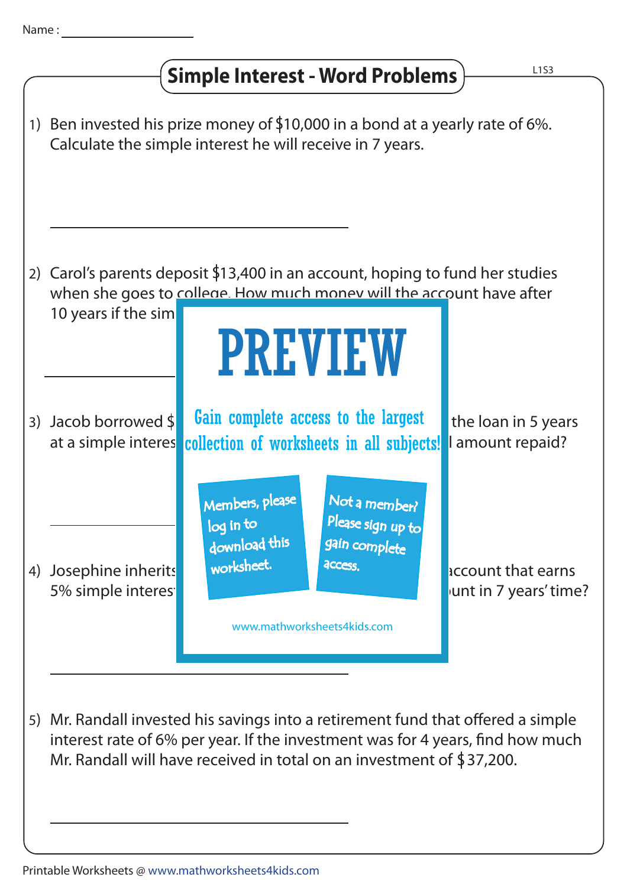Name : ____________________

# Simple Interest - Word Problems

L1S3

1) Ben invested his prize money of $10,000 in a bond at a yearly rate of 6%. Calculate the simple interest he will receive in 7 years.

______________________________

2) Carol's parents deposit $13,400 in an account, hoping to fund her studies when she goes to college. How much money will the account have after 10 years if the sim

______________________________

3) Jacob borrowed $ the loan in 5 years at a simple interes l amount repaid?

______________________________

4) Josephine inherits account that earns 5% simple interes unt in 7 years' time?

______________________________

5) Mr. Randall invested his savings into a retirement fund that offered a simple interest rate of 6% per year. If the investment was for 4 years, find how much Mr. Randall will have received in total on an investment of $37,200.

______________________________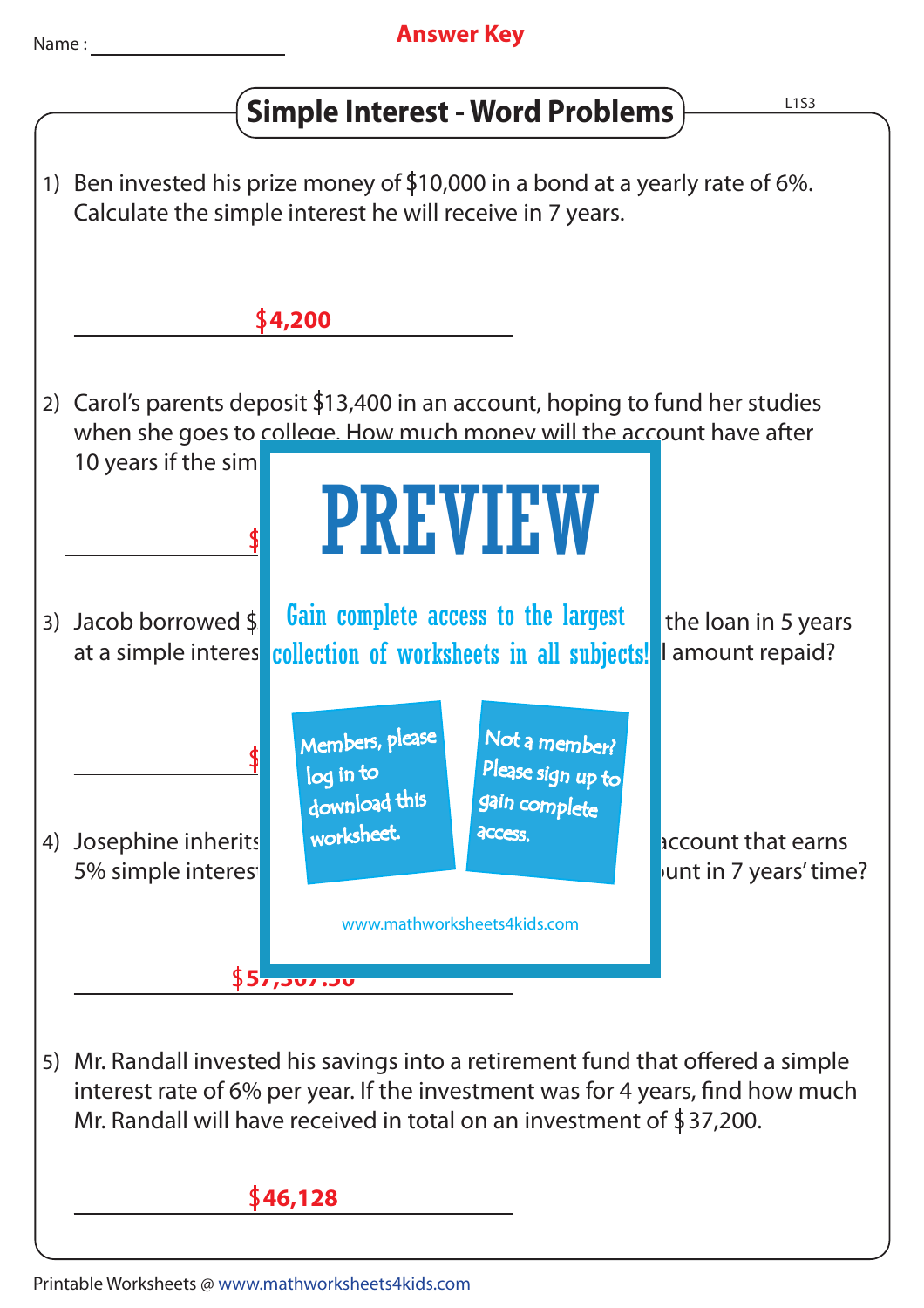Name :

**Answer Key**

## Simple Interest - Word Problems

L1S3

1) Ben invested his prize money of $10,000 in a bond at a yearly rate of 6%. Calculate the simple interest he will receive in 7 years.

**$4,200**

2) Carol's parents deposit $13,400 in an account, hoping to fund her studies when she goes to college. How much money will the account have after 10 years if the sim

**$**

PREVIEW

Gain complete access to the largest collection of worksheets in all subjects!

Members, please log in to download this worksheet.

Not a member? Please sign up to gain complete access.

www.mathworksheets4kids.com

3) Jacob borrowed $ the loan in 5 years at a simple interes l amount repaid?

**$**

4) Josephine inherits account that earns 5% simple interes unt in 7 years' time?

**$57,307.50**

5) Mr. Randall invested his savings into a retirement fund that offered a simple interest rate of 6% per year. If the investment was for 4 years, find how much Mr. Randall will have received in total on an investment of $37,200.

**$46,128**

Printable Worksheets @ www.mathworksheets4kids.com